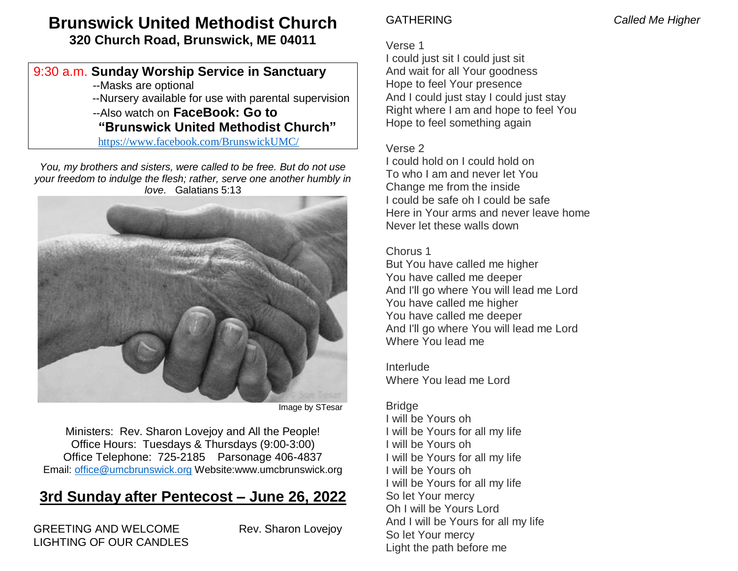# Brunswick United Methodist Church

## 320 Church Road, Brunswick, ME 04011

9:30 a.m. **Sunday Worship Service in Sanctuary**

--Masks are optional

--Nursery available for use with parental supervision

--Also watch on **FaceBook: Go to "Brunswick United Methodist Church"**

https://www.facebook.com/BrunswickUMC/

*You, my brothers and sisters, were called to be free. But do not use your freedom to indulge the flesh; rather, serve one another humbly in love.* Galatians 5:13

Image by STesar

Ministers: Rev. Sharon Lovejoy and All the People!

Office Hours: Tuesdays & Thursdays (9:00-3:00)

Office Telephone: 725-2185 Parsonage 406-4837

Email: office@umcbrunswick.org Website:www.umcbrunswick.org

## 3rd Sunday after Pentecost – June 26, 2022

GREETING AND WELCOME Rev. Sharon Lovejoy

LIGHTING OF OUR CANDLES

GATHERING *Called Me Higher*

Verse 1

I could just sit I could just sit
And wait for all Your goodness
Hope to feel Your presence
And I could just stay I could just stay
Right where I am and hope to feel You
Hope to feel something again

Verse 2

I could hold on I could hold on
To who I am and never let You
Change me from the inside
I could be safe oh I could be safe
Here in Your arms and never leave home
Never let these walls down

Chorus 1

But You have called me higher
You have called me deeper
And I'll go where You will lead me Lord
You have called me higher
You have called me deeper
And I'll go where You will lead me Lord
Where You lead me

Interlude

Where You lead me Lord

Bridge

I will be Yours oh
I will be Yours for all my life
I will be Yours oh
I will be Yours for all my life
I will be Yours oh
I will be Yours for all my life
So let Your mercy
Oh I will be Yours Lord
And I will be Yours for all my life
So let Your mercy
Light the path before me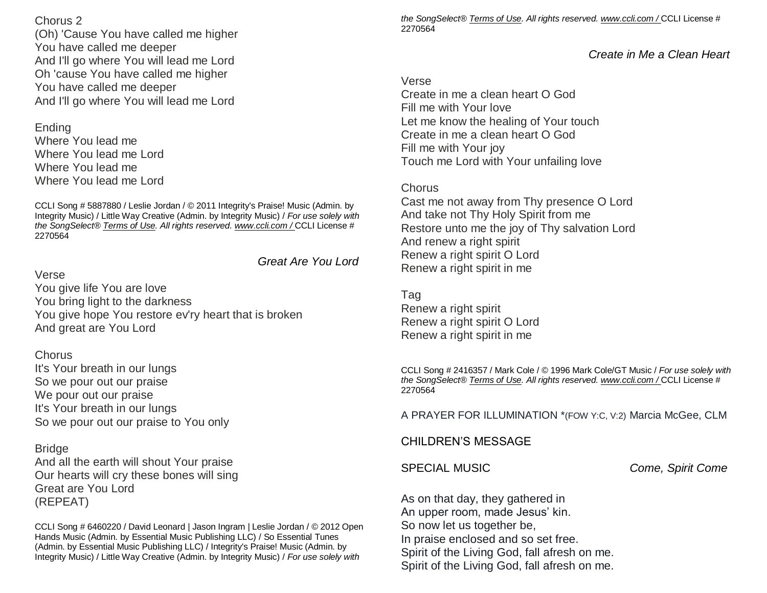Chorus 2
(Oh) 'Cause You have called me higher
You have called me deeper
And I'll go where You will lead me Lord
Oh 'cause You have called me higher
You have called me deeper
And I'll go where You will lead me Lord

Ending
Where You lead me
Where You lead me Lord
Where You lead me
Where You lead me Lord

CCLI Song # 5887880 / Leslie Jordan / © 2011 Integrity's Praise! Music (Admin. by Integrity Music) / Little Way Creative (Admin. by Integrity Music) / *For use solely with the SongSelect® Terms of Use. All rights reserved. www.ccli.com /* CCLI License # 2270564

*Great Are You Lord*

Verse
You give life You are love
You bring light to the darkness
You give hope You restore ev'ry heart that is broken
And great are You Lord

Chorus
It's Your breath in our lungs
So we pour out our praise
We pour out our praise
It's Your breath in our lungs
So we pour out our praise to You only

Bridge
And all the earth will shout Your praise
Our hearts will cry these bones will sing
Great are You Lord
(REPEAT)

CCLI Song # 6460220 / David Leonard | Jason Ingram | Leslie Jordan / © 2012 Open Hands Music (Admin. by Essential Music Publishing LLC) / So Essential Tunes (Admin. by Essential Music Publishing LLC) / Integrity's Praise! Music (Admin. by Integrity Music) / Little Way Creative (Admin. by Integrity Music) / *For use solely with the SongSelect® Terms of Use. All rights reserved. www.ccli.com /* CCLI License # 2270564

*Create in Me a Clean Heart*

Verse
Create in me a clean heart O God
Fill me with Your love
Let me know the healing of Your touch
Create in me a clean heart O God
Fill me with Your joy
Touch me Lord with Your unfailing love

Chorus
Cast me not away from Thy presence O Lord
And take not Thy Holy Spirit from me
Restore unto me the joy of Thy salvation Lord
And renew a right spirit
Renew a right spirit O Lord
Renew a right spirit in me

Tag
Renew a right spirit
Renew a right spirit O Lord
Renew a right spirit in me

CCLI Song # 2416357 / Mark Cole / © 1996 Mark Cole/GT Music / *For use solely with the SongSelect® Terms of Use. All rights reserved. www.ccli.com /* CCLI License # 2270564

A PRAYER FOR ILLUMINATION *(FOW Y:C, V:2) Marcia McGee, CLM

CHILDREN'S MESSAGE

SPECIAL MUSIC *Come, Spirit Come*

As on that day, they gathered in
An upper room, made Jesus' kin.
So now let us together be,
In praise enclosed and so set free.
Spirit of the Living God, fall afresh on me.
Spirit of the Living God, fall afresh on me.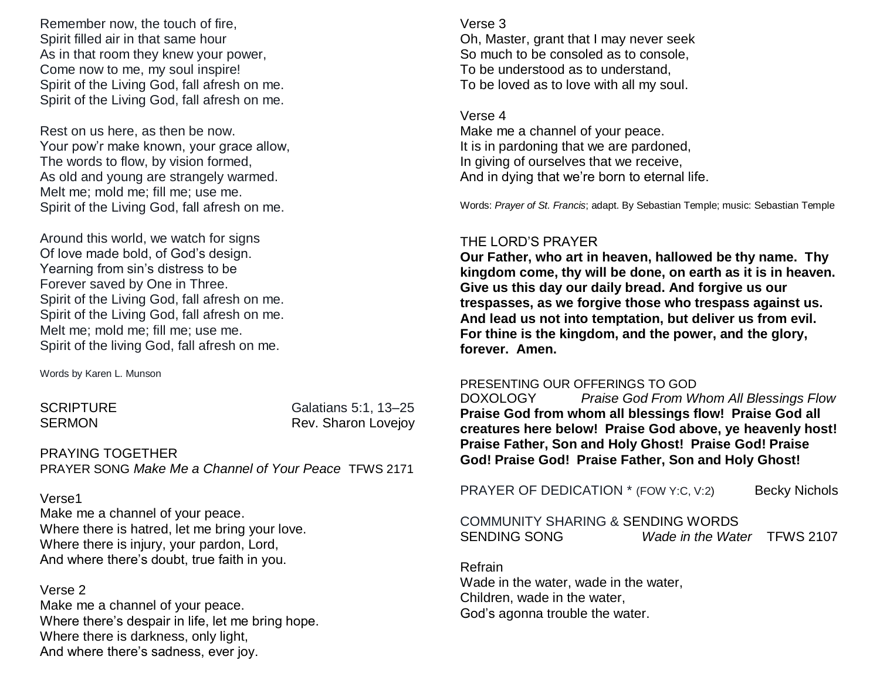Remember now, the touch of fire,
Spirit filled air in that same hour
As in that room they knew your power,
Come now to me, my soul inspire!
Spirit of the Living God, fall afresh on me.
Spirit of the Living God, fall afresh on me.

Rest on us here, as then be now.
Your pow'r make known, your grace allow,
The words to flow, by vision formed,
As old and young are strangely warmed.
Melt me; mold me; fill me; use me.
Spirit of the Living God, fall afresh on me.

Around this world, we watch for signs
Of love made bold, of God's design.
Yearning from sin's distress to be
Forever saved by One in Three.
Spirit of the Living God, fall afresh on me.
Spirit of the Living God, fall afresh on me.
Melt me; mold me; fill me; use me.
Spirit of the living God, fall afresh on me.

Words by Karen L. Munson

SCRIPTURE Galatians 5:1, 13–25
SERMON Rev. Sharon Lovejoy

PRAYING TOGETHER
PRAYER SONG *Make Me a Channel of Your Peace* TFWS 2171

Verse1
Make me a channel of your peace.
Where there is hatred, let me bring your love.
Where there is injury, your pardon, Lord,
And where there's doubt, true faith in you.

Verse 2
Make me a channel of your peace.
Where there's despair in life, let me bring hope.
Where there is darkness, only light,
And where there's sadness, ever joy.

Verse 3
Oh, Master, grant that I may never seek
So much to be consoled as to console,
To be understood as to understand,
To be loved as to love with all my soul.

Verse 4
Make me a channel of your peace.
It is in pardoning that we are pardoned,
In giving of ourselves that we receive,
And in dying that we're born to eternal life.

Words: *Prayer of St. Francis*; adapt. By Sebastian Temple; music: Sebastian Temple

THE LORD'S PRAYER
**Our Father, who art in heaven, hallowed be thy name. Thy kingdom come, thy will be done, on earth as it is in heaven. Give us this day our daily bread. And forgive us our trespasses, as we forgive those who trespass against us. And lead us not into temptation, but deliver us from evil. For thine is the kingdom, and the power, and the glory, forever. Amen.**

PRESENTING OUR OFFERINGS TO GOD
DOXOLOGY *Praise God From Whom All Blessings Flow*
**Praise God from whom all blessings flow! Praise God all creatures here below! Praise God above, ye heavenly host! Praise Father, Son and Holy Ghost! Praise God! Praise God! Praise God! Praise Father, Son and Holy Ghost!**

PRAYER OF DEDICATION * (FOW Y:C, V:2) Becky Nichols

COMMUNITY SHARING & SENDING WORDS
SENDING SONG *Wade in the Water* TFWS 2107

Refrain
Wade in the water, wade in the water,
Children, wade in the water,
God's agonna trouble the water.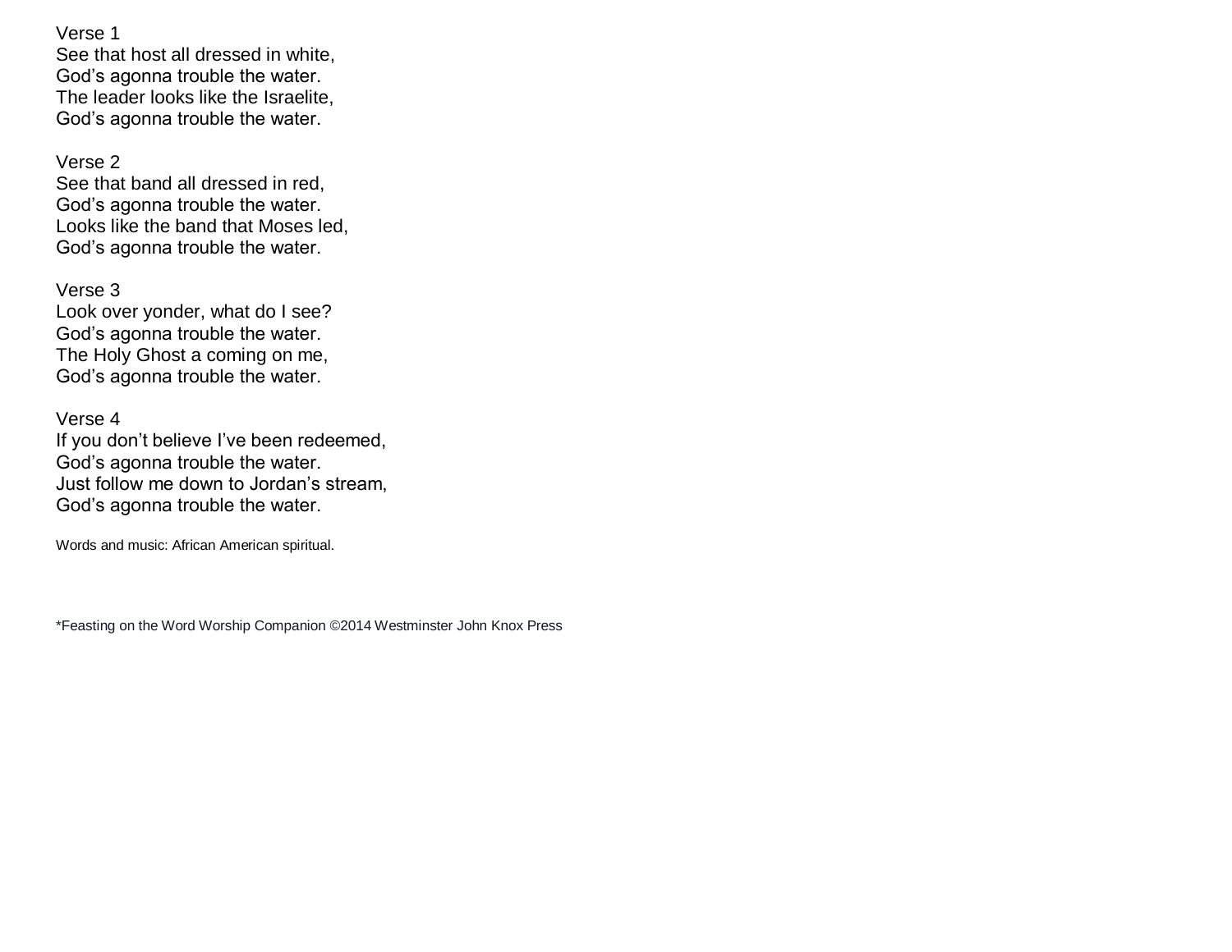Verse 1
See that host all dressed in white,
God's agonna trouble the water.
The leader looks like the Israelite,
God's agonna trouble the water.

Verse 2
See that band all dressed in red,
God's agonna trouble the water.
Looks like the band that Moses led,
God's agonna trouble the water.

Verse 3
Look over yonder, what do I see?
God's agonna trouble the water.
The Holy Ghost a coming on me,
God's agonna trouble the water.

Verse 4
If you don't believe I've been redeemed,
God's agonna trouble the water.
Just follow me down to Jordan's stream,
God's agonna trouble the water.

Words and music: African American spiritual.

*Feasting on the Word Worship Companion ©2014 Westminster John Knox Press